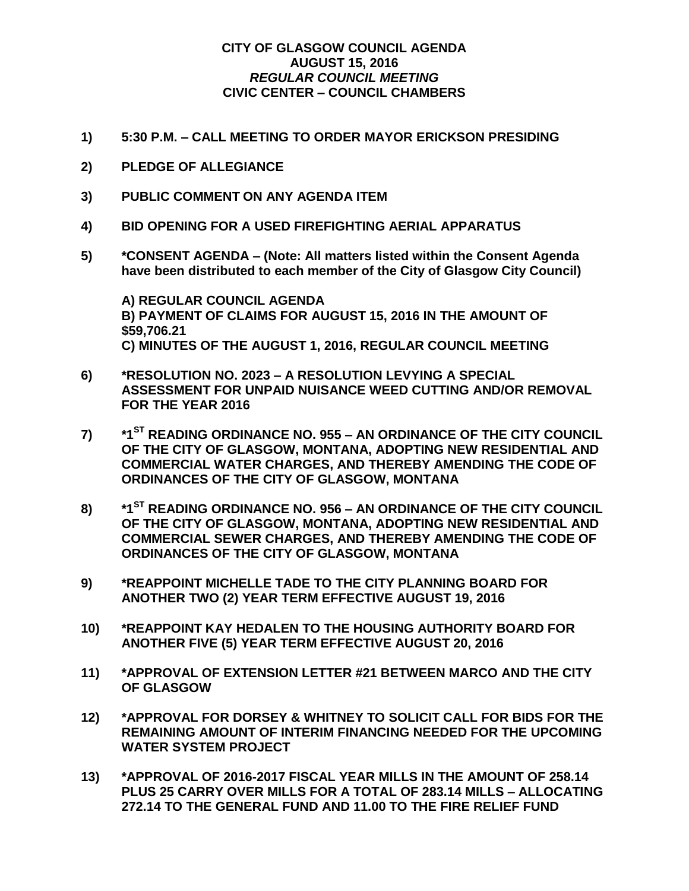**CITY OF GLASGOW COUNCIL AGENDA**
**AUGUST 15, 2016**
***REGULAR COUNCIL MEETING***
**CIVIC CENTER – COUNCIL CHAMBERS**

**1) 5:30 P.M. – CALL MEETING TO ORDER MAYOR ERICKSON PRESIDING**

**2) PLEDGE OF ALLEGIANCE**

**3) PUBLIC COMMENT ON ANY AGENDA ITEM**

**4) BID OPENING FOR A USED FIREFIGHTING AERIAL APPARATUS**

**5) *CONSENT AGENDA – (Note: All matters listed within the Consent Agenda have been distributed to each member of the City of Glasgow City Council)**

**A) REGULAR COUNCIL AGENDA**
**B) PAYMENT OF CLAIMS FOR AUGUST 15, 2016 IN THE AMOUNT OF $59,706.21**
**C) MINUTES OF THE AUGUST 1, 2016, REGULAR COUNCIL MEETING**

**6) *RESOLUTION NO. 2023 – A RESOLUTION LEVYING A SPECIAL ASSESSMENT FOR UNPAID NUISANCE WEED CUTTING AND/OR REMOVAL FOR THE YEAR 2016**

**7) *1ST READING ORDINANCE NO. 955 – AN ORDINANCE OF THE CITY COUNCIL OF THE CITY OF GLASGOW, MONTANA, ADOPTING NEW RESIDENTIAL AND COMMERCIAL WATER CHARGES, AND THEREBY AMENDING THE CODE OF ORDINANCES OF THE CITY OF GLASGOW, MONTANA**

**8) *1ST READING ORDINANCE NO. 956 – AN ORDINANCE OF THE CITY COUNCIL OF THE CITY OF GLASGOW, MONTANA, ADOPTING NEW RESIDENTIAL AND COMMERCIAL SEWER CHARGES, AND THEREBY AMENDING THE CODE OF ORDINANCES OF THE CITY OF GLASGOW, MONTANA**

**9) *REAPPOINT MICHELLE TADE TO THE CITY PLANNING BOARD FOR ANOTHER TWO (2) YEAR TERM EFFECTIVE AUGUST 19, 2016**

**10) *REAPPOINT KAY HEDALEN TO THE HOUSING AUTHORITY BOARD FOR ANOTHER FIVE (5) YEAR TERM EFFECTIVE AUGUST 20, 2016**

**11) *APPROVAL OF EXTENSION LETTER #21 BETWEEN MARCO AND THE CITY OF GLASGOW**

**12) *APPROVAL FOR DORSEY & WHITNEY TO SOLICIT CALL FOR BIDS FOR THE REMAINING AMOUNT OF INTERIM FINANCING NEEDED FOR THE UPCOMING WATER SYSTEM PROJECT**

**13) *APPROVAL OF 2016-2017 FISCAL YEAR MILLS IN THE AMOUNT OF 258.14 PLUS 25 CARRY OVER MILLS FOR A TOTAL OF 283.14 MILLS – ALLOCATING 272.14 TO THE GENERAL FUND AND 11.00 TO THE FIRE RELIEF FUND**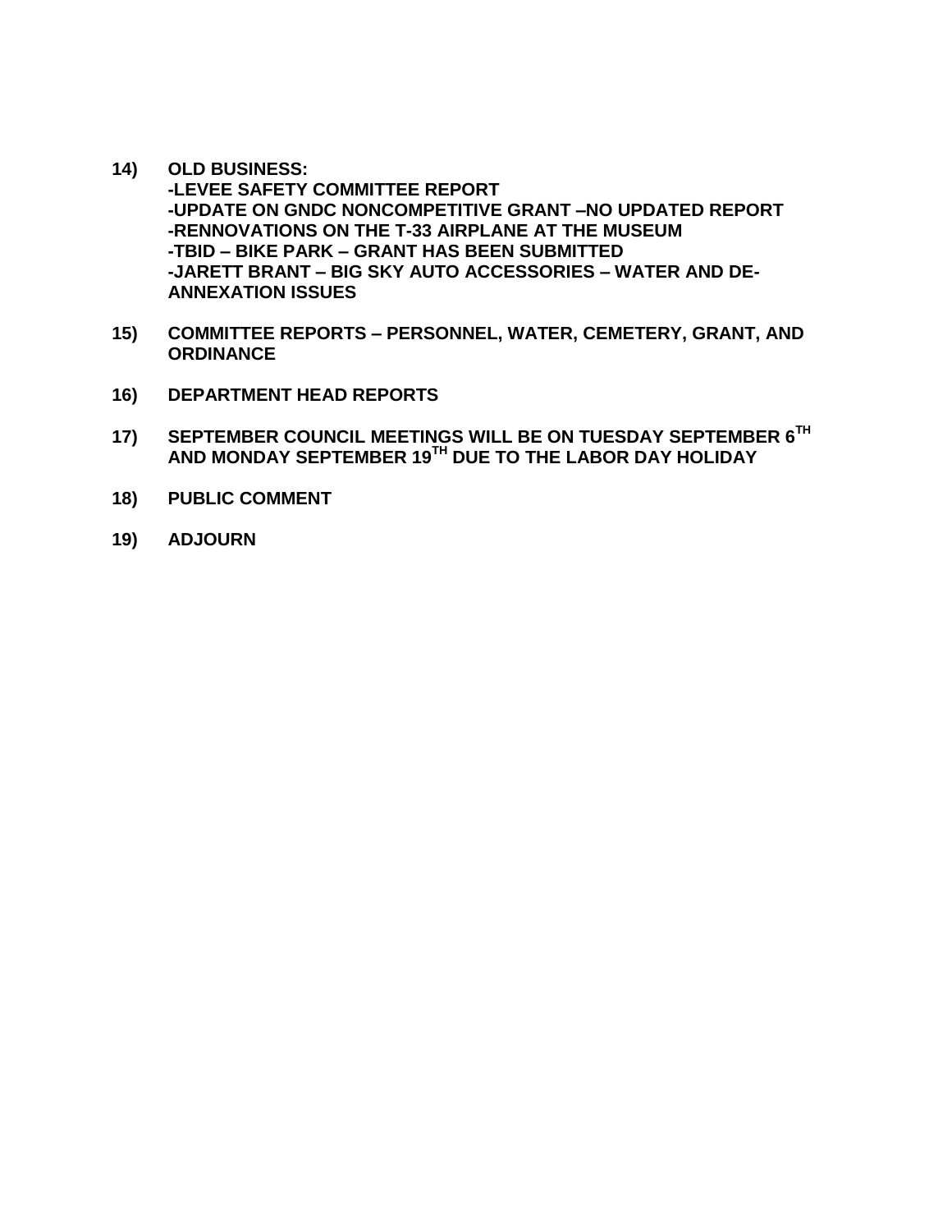**14) OLD BUSINESS:**
**-LEVEE SAFETY COMMITTEE REPORT**
**-UPDATE ON GNDC NONCOMPETITIVE GRANT –NO UPDATED REPORT**
**-RENNOVATIONS ON THE T-33 AIRPLANE AT THE MUSEUM**
**-TBID – BIKE PARK – GRANT HAS BEEN SUBMITTED**
**-JARETT BRANT – BIG SKY AUTO ACCESSORIES – WATER AND DE-ANNEXATION ISSUES**

**15) COMMITTEE REPORTS – PERSONNEL, WATER, CEMETERY, GRANT, AND ORDINANCE**

**16) DEPARTMENT HEAD REPORTS**

**17) SEPTEMBER COUNCIL MEETINGS WILL BE ON TUESDAY SEPTEMBER 6TH AND MONDAY SEPTEMBER 19TH DUE TO THE LABOR DAY HOLIDAY**

**18) PUBLIC COMMENT**

**19) ADJOURN**